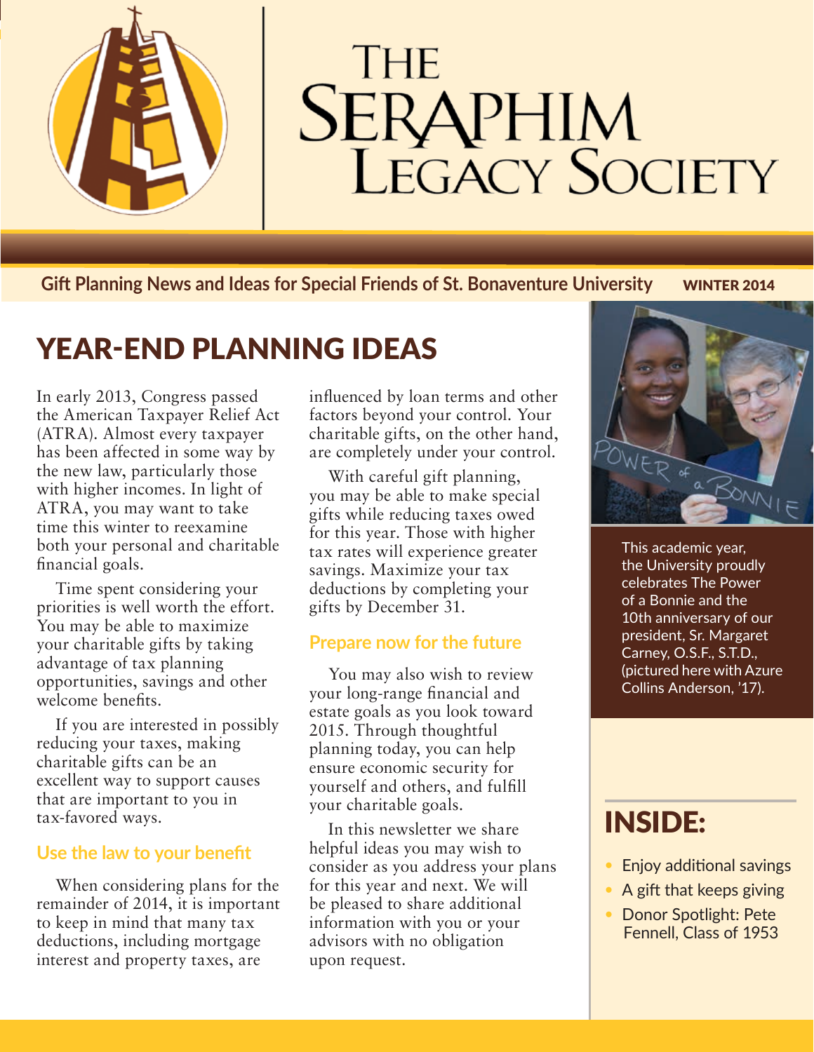# The Seraphim Legacy Society

**Gift Planning News and Ideas for Special Friends of St. Bonaventure University** WINTER 2014

## YEAR-END PLANNING IDEAS

In early 2013, Congress passed the American Taxpayer Relief Act (ATRA). Almost every taxpayer has been affected in some way by the new law, particularly those with higher incomes. In light of ATRA, you may want to take time this winter to reexamine both your personal and charitable financial goals.

Time spent considering your priorities is well worth the effort. You may be able to maximize your charitable gifts by taking advantage of tax planning opportunities, savings and other welcome benefits.

If you are interested in possibly reducing your taxes, making charitable gifts can be an excellent way to support causes that are important to you in tax-favored ways.

### Use the law to your benefit

When considering plans for the remainder of 2014, it is important to keep in mind that many tax deductions, including mortgage interest and property taxes, are influenced by loan terms and other factors beyond your control. Your charitable gifts, on the other hand, are completely under your control.

With careful gift planning, you may be able to make special gifts while reducing taxes owed for this year. Those with higher tax rates will experience greater savings. Maximize your tax deductions by completing your gifts by December 31.

### Prepare now for the future

You may also wish to review your long-range financial and estate goals as you look toward 2015. Through thoughtful planning today, you can help ensure economic security for yourself and others, and fulfill your charitable goals.

In this newsletter we share helpful ideas you may wish to consider as you address your plans for this year and next. We will be pleased to share additional information with you or your advisors with no obligation upon request.

This academic year, the University proudly celebrates The Power of a Bonnie and the 10th anniversary of our president, Sr. Margaret Carney, O.S.F., S.T.D., (pictured here with Azure Collins Anderson, '17).

## INSIDE:

- Enjoy additional savings
- A gift that keeps giving
- Donor Spotlight: Pete Fennell, Class of 1953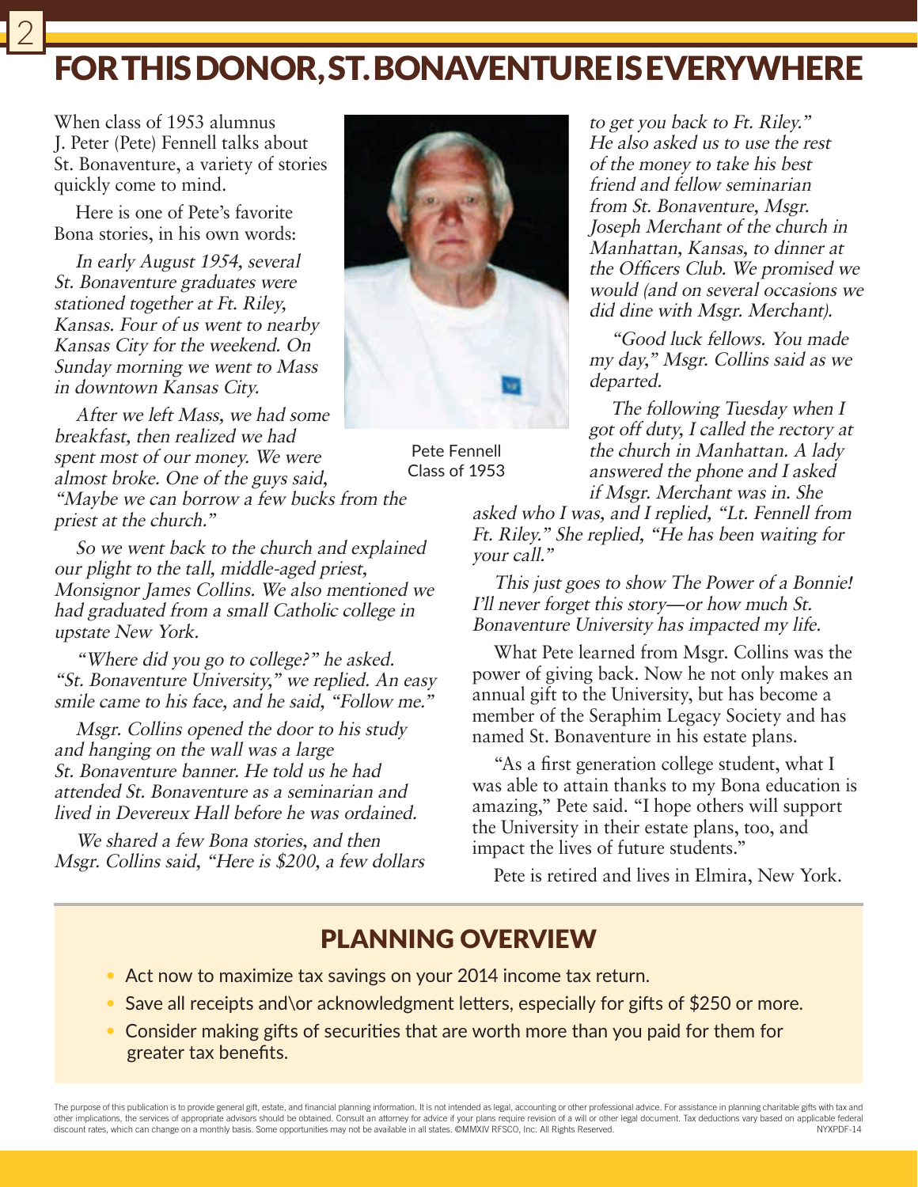# FOR THIS DONOR, ST. BONAVENTURE IS EVERYWHERE

When class of 1953 alumnus J. Peter (Pete) Fennell talks about St. Bonaventure, a variety of stories quickly come to mind.

Here is one of Pete's favorite Bona stories, in his own words:

*In early August 1954, several St. Bonaventure graduates were stationed together at Ft. Riley, Kansas. Four of us went to nearby Kansas City for the weekend. On Sunday morning we went to Mass in downtown Kansas City.*

*After we left Mass, we had some breakfast, then realized we had spent most of our money. We were almost broke. One of the guys said, "Maybe we can borrow a few bucks from the priest at the church."*

*So we went back to the church and explained our plight to the tall, middle-aged priest, Monsignor James Collins. We also mentioned we had graduated from a small Catholic college in upstate New York.*

*"Where did you go to college?" he asked. "St. Bonaventure University," we replied. An easy smile came to his face, and he said, "Follow me."*

*Msgr. Collins opened the door to his study and hanging on the wall was a large St. Bonaventure banner. He told us he had attended St. Bonaventure as a seminarian and lived in Devereux Hall before he was ordained.*

*We shared a few Bona stories, and then Msgr. Collins said, "Here is $200, a few dollars to get you back to Ft. Riley." He also asked us to use the rest of the money to take his best friend and fellow seminarian from St. Bonaventure, Msgr. Joseph Merchant of the church in Manhattan, Kansas, to dinner at the Officers Club. We promised we would (and on several occasions we did dine with Msgr. Merchant).*

Pete Fennell
Class of 1953

*"Good luck fellows. You made my day," Msgr. Collins said as we departed.*

*The following Tuesday when I got off duty, I called the rectory at the church in Manhattan. A lady answered the phone and I asked if Msgr. Merchant was in. She asked who I was, and I replied, "Lt. Fennell from Ft. Riley." She replied, "He has been waiting for your call."*

*This just goes to show The Power of a Bonnie! I'll never forget this story—or how much St. Bonaventure University has impacted my life.*

What Pete learned from Msgr. Collins was the power of giving back. Now he not only makes an annual gift to the University, but has become a member of the Seraphim Legacy Society and has named St. Bonaventure in his estate plans.

"As a first generation college student, what I was able to attain thanks to my Bona education is amazing," Pete said. "I hope others will support the University in their estate plans, too, and impact the lives of future students."

Pete is retired and lives in Elmira, New York.

## PLANNING OVERVIEW

- Act now to maximize tax savings on your 2014 income tax return.
- Save all receipts and\or acknowledgment letters, especially for gifts of $250 or more.
- Consider making gifts of securities that are worth more than you paid for them for greater tax benefits.

The purpose of this publication is to provide general gift, estate, and financial planning information. It is not intended as legal, accounting or other professional advice. For assistance in planning charitable gifts with tax and other implications, the services of appropriate advisors should be obtained. Consult an attorney for advice if your plans require revision of a will or other legal document. Tax deductions vary based on applicable federal discount rates, which can change on a monthly basis. Some opportunities may not be available in all states. ©MMXIV RFSCO, Inc. All Rights Reserved. NYXPDF-14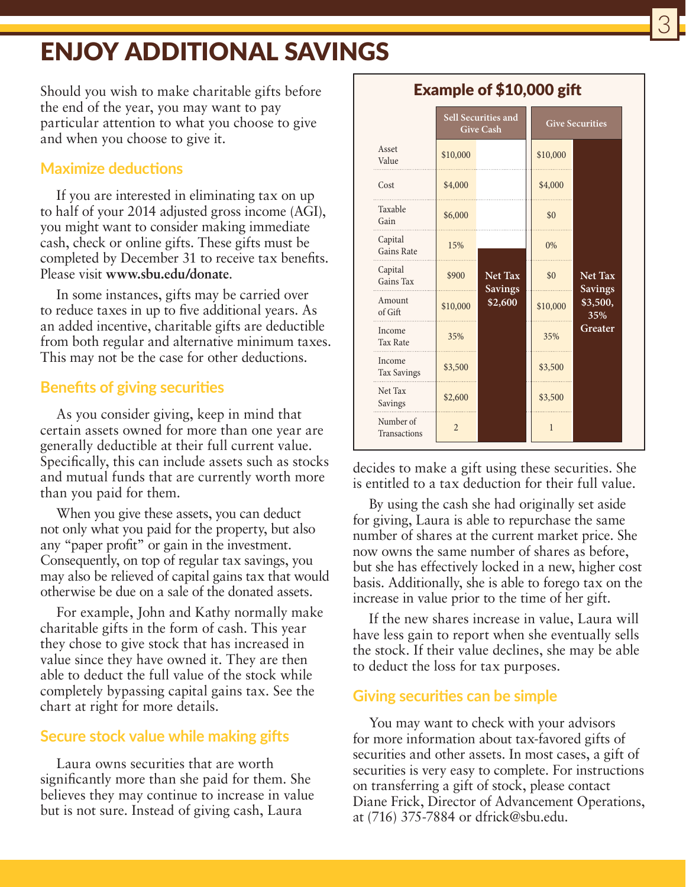# ENJOY ADDITIONAL SAVINGS

Should you wish to make charitable gifts before the end of the year, you may want to pay particular attention to what you choose to give and when you choose to give it.

## Maximize deductions

If you are interested in eliminating tax on up to half of your 2014 adjusted gross income (AGI), you might want to consider making immediate cash, check or online gifts. These gifts must be completed by December 31 to receive tax benefits. Please visit **www.sbu.edu/donate**.

In some instances, gifts may be carried over to reduce taxes in up to five additional years. As an added incentive, charitable gifts are deductible from both regular and alternative minimum taxes. This may not be the case for other deductions.

## Benefits of giving securities

As you consider giving, keep in mind that certain assets owned for more than one year are generally deductible at their full current value. Specifically, this can include assets such as stocks and mutual funds that are currently worth more than you paid for them.

When you give these assets, you can deduct not only what you paid for the property, but also any "paper profit" or gain in the investment. Consequently, on top of regular tax savings, you may also be relieved of capital gains tax that would otherwise be due on a sale of the donated assets.

For example, John and Kathy normally make charitable gifts in the form of cash. This year they chose to give stock that has increased in value since they have owned it. They are then able to deduct the full value of the stock while completely bypassing capital gains tax. See the chart at right for more details.

### Example of $10,000 gift

| | Sell Securities and Give Cash | Give Securities |
|---|---|---|
| Asset Value | $10,000 | $10,000 |
| Cost | $4,000 | $4,000 |
| Taxable Gain | $6,000 | $0 |
| Capital Gains Rate | 15% | 0% |
| Capital Gains Tax | $900 | $0 |
| Amount of Gift | $10,000 | $10,000 |
| Income Tax Rate | 35% | 35% |
| Income Tax Savings | $3,500 | $3,500 |
| Net Tax Savings | $2,600 | $3,500 |
| Number of Transactions | 2 | 1 |
| | **Net Tax Savings $2,600** | **Net Tax Savings $3,500, 35% Greater** |

## Secure stock value while making gifts

Laura owns securities that are worth significantly more than she paid for them. She believes they may continue to increase in value but is not sure. Instead of giving cash, Laura decides to make a gift using these securities. She is entitled to a tax deduction for their full value.

By using the cash she had originally set aside for giving, Laura is able to repurchase the same number of shares at the current market price. She now owns the same number of shares as before, but she has effectively locked in a new, higher cost basis. Additionally, she is able to forego tax on the increase in value prior to the time of her gift.

If the new shares increase in value, Laura will have less gain to report when she eventually sells the stock. If their value declines, she may be able to deduct the loss for tax purposes.

## Giving securities can be simple

You may want to check with your advisors for more information about tax-favored gifts of securities and other assets. In most cases, a gift of securities is very easy to complete. For instructions on transferring a gift of stock, please contact Diane Frick, Director of Advancement Operations, at (716) 375-7884 or dfrick@sbu.edu.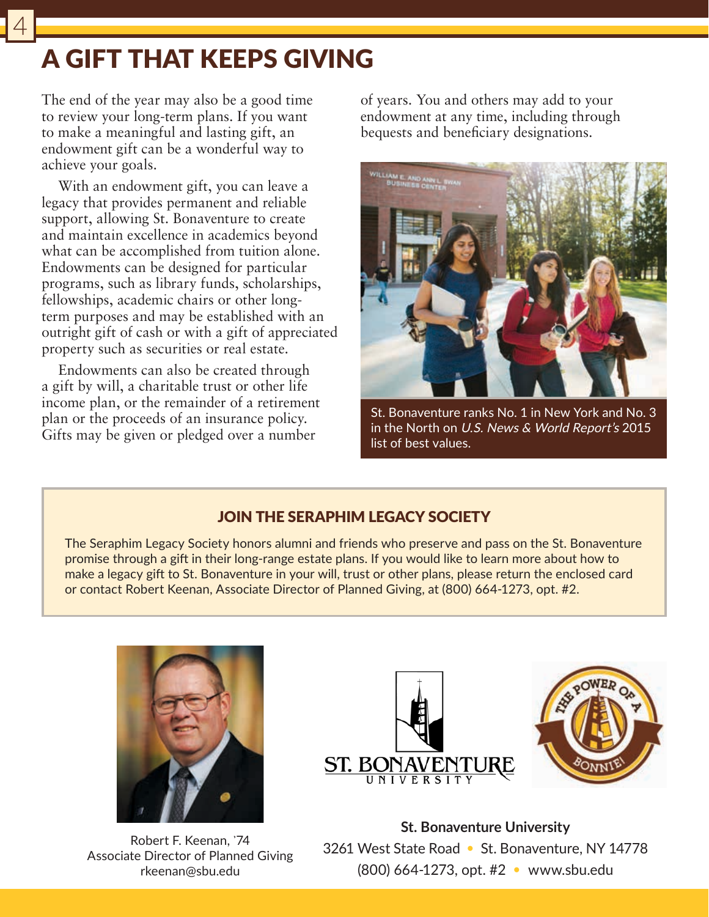# A GIFT THAT KEEPS GIVING

The end of the year may also be a good time to review your long-term plans. If you want to make a meaningful and lasting gift, an endowment gift can be a wonderful way to achieve your goals.

With an endowment gift, you can leave a legacy that provides permanent and reliable support, allowing St. Bonaventure to create and maintain excellence in academics beyond what can be accomplished from tuition alone. Endowments can be designed for particular programs, such as library funds, scholarships, fellowships, academic chairs or other long-term purposes and may be established with an outright gift of cash or with a gift of appreciated property such as securities or real estate.

Endowments can also be created through a gift by will, a charitable trust or other life income plan, or the remainder of a retirement plan or the proceeds of an insurance policy. Gifts may be given or pledged over a number of years. You and others may add to your endowment at any time, including through bequests and beneficiary designations.

St. Bonaventure ranks No. 1 in New York and No. 3 in the North on *U.S. News & World Report's* 2015 list of best values.

## JOIN THE SERAPHIM LEGACY SOCIETY

The Seraphim Legacy Society honors alumni and friends who preserve and pass on the St. Bonaventure promise through a gift in their long-range estate plans. If you would like to learn more about how to make a legacy gift to St. Bonaventure in your will, trust or other plans, please return the enclosed card or contact Robert Keenan, Associate Director of Planned Giving, at (800) 664-1273, opt. #2.

Robert F. Keenan, '74
Associate Director of Planned Giving
rkeenan@sbu.edu

**St. Bonaventure University**
3261 West State Road • St. Bonaventure, NY 14778
(800) 664-1273, opt. #2 • www.sbu.edu